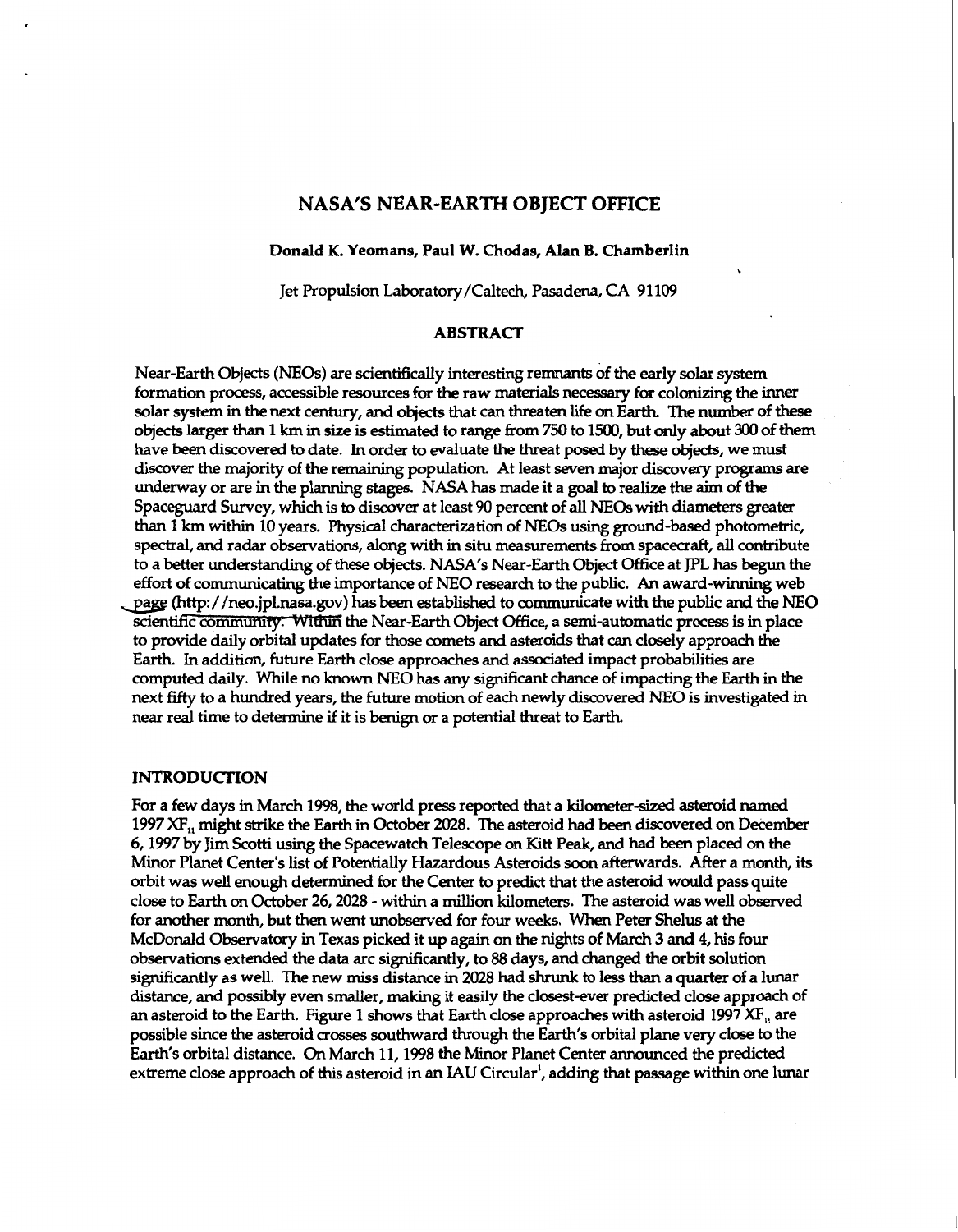# NASA'S NEAR-EARTH OBJECT OFFICE

**Donald K. Yeomans, Paul W. Chodas, Alan B. Chamberlin**

Jet Propulsion Laboratory/Caltech, Pasadena, CA 91109

## ABSTRACT

Near-Earth Objects (NEOs) are scientifically interesting remnants of the early solar system formation process, accessible resources for the raw materials necessary for colonizing the inner solar system in the next century, and objects that can threaten life on Earth. The number of these objects larger than 1 km in size is estimated to range from 750 to 1500, but only about 300 of them have been discovered to date. In order to evaluate the threat posed by these objects, we must discover the majority of the remaining population. At least seven major discovery programs are underway or are in the planning stages. NASA has made it a goal to realize the aim of the Spaceguard Survey, which is to discover at least 90 percent of all NEOs with diameters greater than 1 km within 10 years. Physical characterization of NEOs using ground-based photometric, spectral, and radar observations, along with in situ measurements from spacecraft, all contribute to a better understanding of these objects. NASA's Near-Earth Object Office at JPL has begun the effort of communicating the importance of NEO research to the public. An award-winning web page (http://neo.jpl.nasa.gov) has been established to communicate with the public and the NEO scientific community. Within the Near-Earth Object Office, a semi-automatic process is in place to provide daily orbital updates for those comets and asteroids that can closely approach the Earth. In addition, future Earth close approaches and associated impact probabilities are computed daily. While no known NEO has any significant chance of impacting the Earth in the next fifty to a hundred years, the future motion of each newly discovered NEO is investigated in near real time to determine if it is benign or a potential threat to Earth.

## INTRODUCTION

For a few days in March 1998, the world press reported that a kilometer-sized asteroid named 1997 $XF_{11}$ might strike the Earth in October 2028. The asteroid had been discovered on December 6, 1997 by Jim Scotti using the Spacewatch Telescope on Kitt Peak, and had been placed on the Minor Planet Center's list of Potentially Hazardous Asteroids soon afterwards. After a month, its orbit was well enough determined for the Center to predict that the asteroid would pass quite close to Earth on October 26, 2028 - within a million kilometers. The asteroid was well observed for another month, but then went unobserved for four weeks. When Peter Shelus at the McDonald Observatory in Texas picked it up again on the nights of March 3 and 4, his four observations extended the data arc significantly, to 88 days, and changed the orbit solution significantly as well. The new miss distance in 2028 had shrunk to less than a quarter of a lunar distance, and possibly even smaller, making it easily the closest-ever predicted close approach of an asteroid to the Earth. Figure 1 shows that Earth close approaches with asteroid 1997 $XF_{11}$ are possible since the asteroid crosses southward through the Earth's orbital plane very close to the Earth's orbital distance. On March 11, 1998 the Minor Planet Center announced the predicted extreme close approach of this asteroid in an IAU Circular[1], adding that passage within one lunar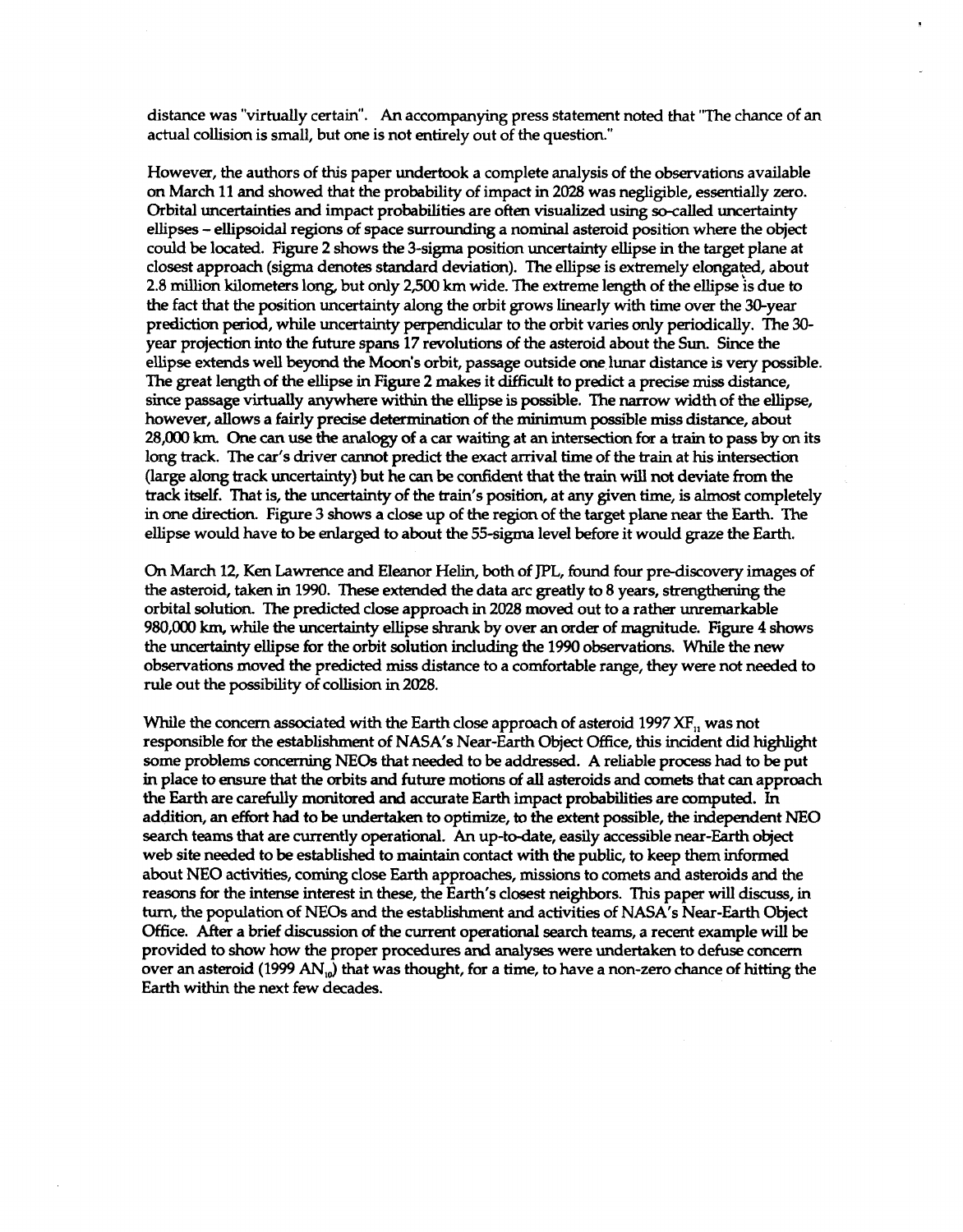distance was "virtually certain". An accompanying press statement noted that "The chance of an actual collision is small, but one is not entirely out of the question."

However, the authors of this paper undertook a complete analysis of the observations available on March 11 and showed that the probability of impact in 2028 was negligible, essentially zero. Orbital uncertainties and impact probabilities are often visualized using so-called uncertainty ellipses – ellipsoidal regions of space surrounding a nominal asteroid position where the object could be located. Figure 2 shows the 3-sigma position uncertainty ellipse in the target plane at closest approach (sigma denotes standard deviation). The ellipse is extremely elongated, about 2.8 million kilometers long, but only 2,500 km wide. The extreme length of the ellipse is due to the fact that the position uncertainty along the orbit grows linearly with time over the 30-year prediction period, while uncertainty perpendicular to the orbit varies only periodically. The 30-year projection into the future spans 17 revolutions of the asteroid about the Sun. Since the ellipse extends well beyond the Moon's orbit, passage outside one lunar distance is very possible. The great length of the ellipse in Figure 2 makes it difficult to predict a precise miss distance, since passage virtually anywhere within the ellipse is possible. The narrow width of the ellipse, however, allows a fairly precise determination of the minimum possible miss distance, about 28,000 km. One can use the analogy of a car waiting at an intersection for a train to pass by on its long track. The car's driver cannot predict the exact arrival time of the train at his intersection (large along track uncertainty) but he can be confident that the train will not deviate from the track itself. That is, the uncertainty of the train's position, at any given time, is almost completely in one direction. Figure 3 shows a close up of the region of the target plane near the Earth. The ellipse would have to be enlarged to about the 55-sigma level before it would graze the Earth.

On March 12, Ken Lawrence and Eleanor Helin, both of JPL, found four pre-discovery images of the asteroid, taken in 1990. These extended the data arc greatly to 8 years, strengthening the orbital solution. The predicted close approach in 2028 moved out to a rather unremarkable 980,000 km, while the uncertainty ellipse shrank by over an order of magnitude. Figure 4 shows the uncertainty ellipse for the orbit solution including the 1990 observations. While the new observations moved the predicted miss distance to a comfortable range, they were not needed to rule out the possibility of collision in 2028.

While the concern associated with the Earth close approach of asteroid 1997 $XF_{11}$ was not responsible for the establishment of NASA's Near-Earth Object Office, this incident did highlight some problems concerning NEOs that needed to be addressed. A reliable process had to be put in place to ensure that the orbits and future motions of all asteroids and comets that can approach the Earth are carefully monitored and accurate Earth impact probabilities are computed. In addition, an effort had to be undertaken to optimize, to the extent possible, the independent NEO search teams that are currently operational. An up-to-date, easily accessible near-Earth object web site needed to be established to maintain contact with the public, to keep them informed about NEO activities, coming close Earth approaches, missions to comets and asteroids and the reasons for the intense interest in these, the Earth's closest neighbors. This paper will discuss, in turn, the population of NEOs and the establishment and activities of NASA's Near-Earth Object Office. After a brief discussion of the current operational search teams, a recent example will be provided to show how the proper procedures and analyses were undertaken to defuse concern over an asteroid (1999 $AN_{10}$) that was thought, for a time, to have a non-zero chance of hitting the Earth within the next few decades.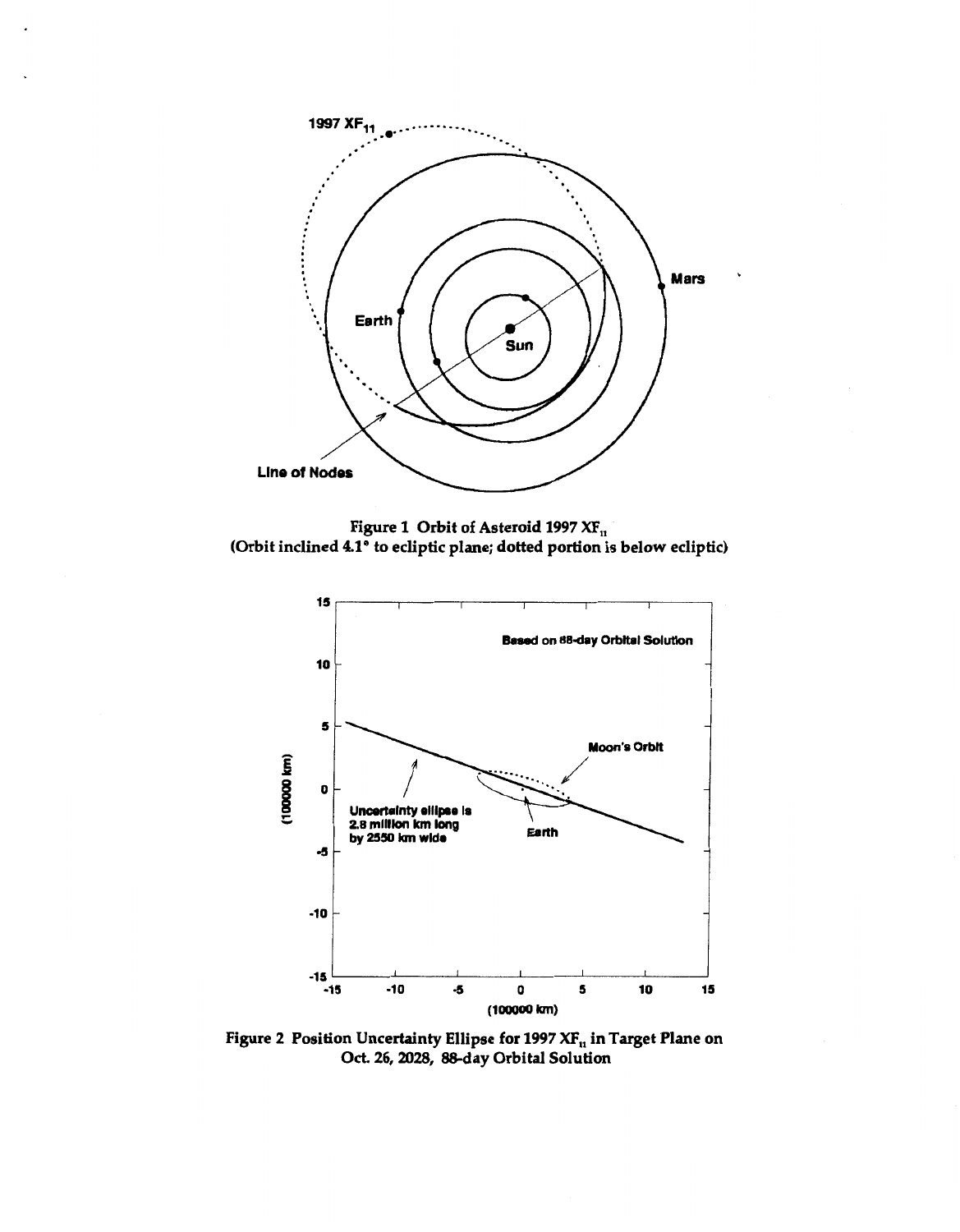Figure 1 Orbit of Asteroid 1997 $XF_{11}$
(Orbit inclined 4.1° to ecliptic plane; dotted portion is below ecliptic)

Figure 2 Position Uncertainty Ellipse for 1997 $XF_{11}$ in Target Plane on Oct. 26, 2028, 88-day Orbital Solution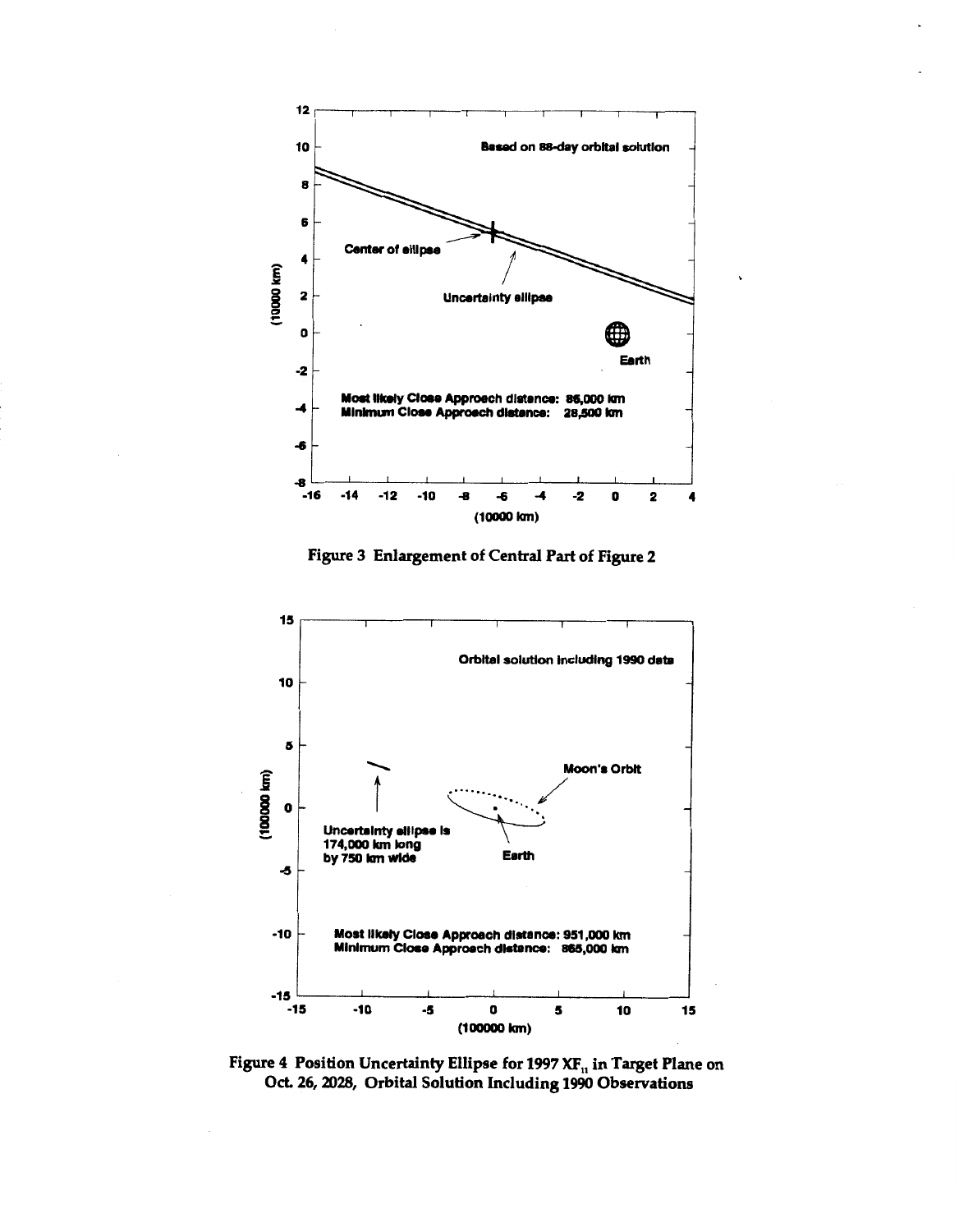Figure 3 Enlargement of Central Part of Figure 2

Figure 4 Position Uncertainty Ellipse for 1997 $XF_{11}$ in Target Plane on Oct. 26, 2028, Orbital Solution Including 1990 Observations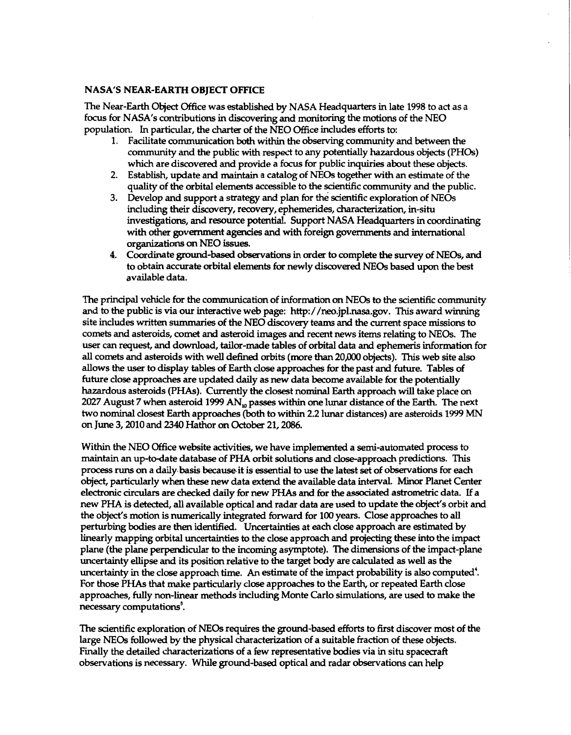## NASA'S NEAR-EARTH OBJECT OFFICE

The Near-Earth Object Office was established by NASA Headquarters in late 1998 to act as a focus for NASA's contributions in discovering and monitoring the motions of the NEO population. In particular, the charter of the NEO Office includes efforts to:

1. Facilitate communication both within the observing community and between the community and the public with respect to any potentially hazardous objects (PHOs) which are discovered and provide a focus for public inquiries about these objects.
2. Establish, update and maintain a catalog of NEOs together with an estimate of the quality of the orbital elements accessible to the scientific community and the public.
3. Develop and support a strategy and plan for the scientific exploration of NEOs including their discovery, recovery, ephemerides, characterization, in-situ investigations, and resource potential. Support NASA Headquarters in coordinating with other government agencies and with foreign governments and international organizations on NEO issues.
4. Coordinate ground-based observations in order to complete the survey of NEOs, and to obtain accurate orbital elements for newly discovered NEOs based upon the best available data.

The principal vehicle for the communication of information on NEOs to the scientific community and to the public is via our interactive web page: http://neo.jpl.nasa.gov. This award winning site includes written summaries of the NEO discovery teams and the current space missions to comets and asteroids, comet and asteroid images and recent news items relating to NEOs. The user can request, and download, tailor-made tables of orbital data and ephemeris information for all comets and asteroids with well defined orbits (more than 20,000 objects). This web site also allows the user to display tables of Earth close approaches for the past and future. Tables of future close approaches are updated daily as new data become available for the potentially hazardous asteroids (PHAs). Currently the closest nominal Earth approach will take place on 2027 August 7 when asteroid 1999 $AN_{10}$ passes within one lunar distance of the Earth. The next two nominal closest Earth approaches (both to within 2.2 lunar distances) are asteroids 1999 MN on June 3, 2010 and 2340 Hathor on October 21, 2086.

Within the NEO Office website activities, we have implemented a semi-automated process to maintain an up-to-date database of PHA orbit solutions and close-approach predictions. This process runs on a daily basis because it is essential to use the latest set of observations for each object, particularly when these new data extend the available data interval. Minor Planet Center electronic circulars are checked daily for new PHAs and for the associated astrometric data. If a new PHA is detected, all available optical and radar data are used to update the object's orbit and the object's motion is numerically integrated forward for 100 years. Close approaches to all perturbing bodies are then identified. Uncertainties at each close approach are estimated by linearly mapping orbital uncertainties to the close approach and projecting these into the impact plane (the plane perpendicular to the incoming asymptote). The dimensions of the impact-plane uncertainty ellipse and its position relative to the target body are calculated as well as the uncertainty in the close approach time. An estimate of the impact probability is also computed[4]. For those PHAs that make particularly close approaches to the Earth, or repeated Earth close approaches, fully non-linear methods including Monte Carlo simulations, are used to make the necessary computations[5].

The scientific exploration of NEOs requires the ground-based efforts to first discover most of the large NEOs followed by the physical characterization of a suitable fraction of these objects. Finally the detailed characterizations of a few representative bodies via in situ spacecraft observations is necessary. While ground-based optical and radar observations can help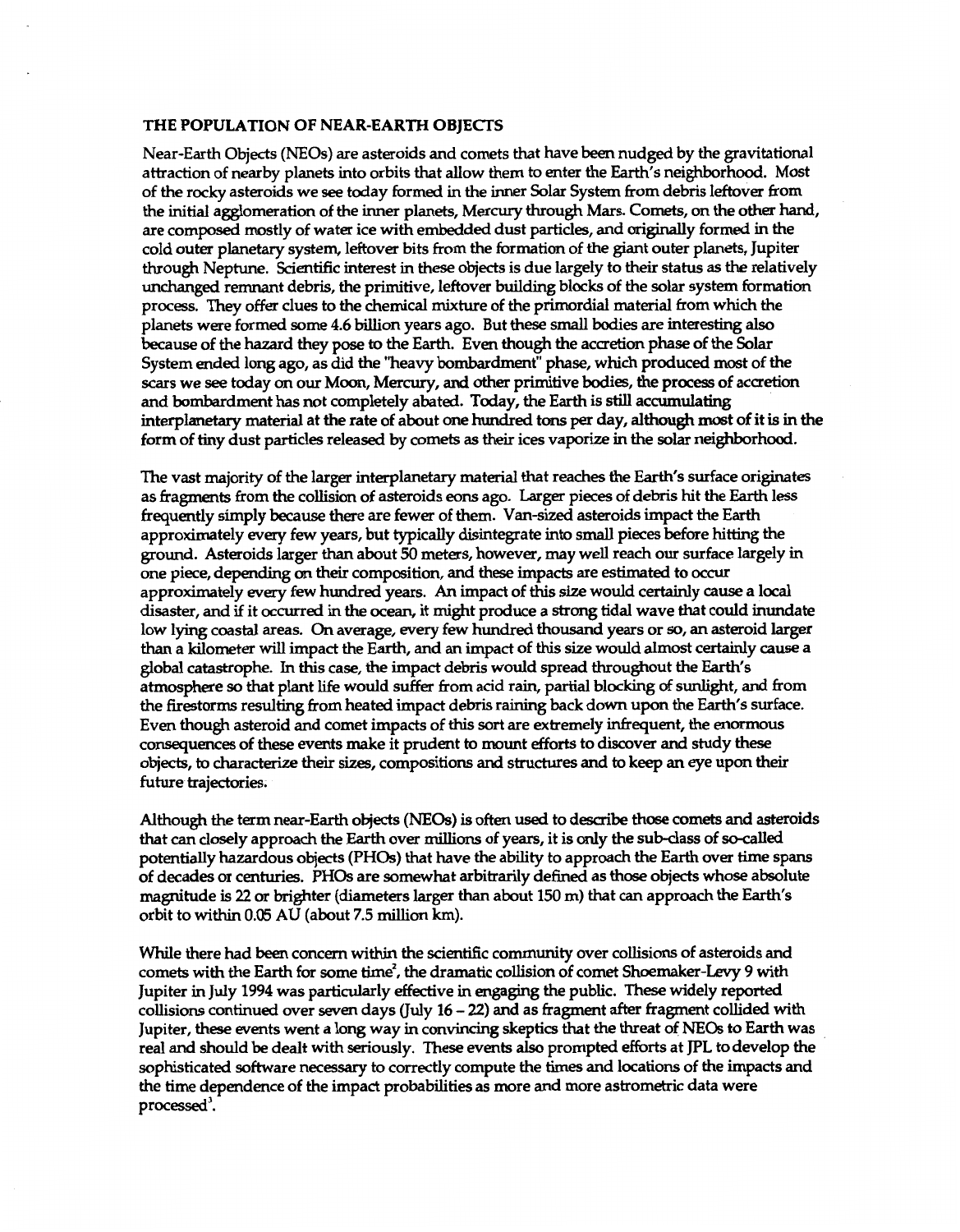## THE POPULATION OF NEAR-EARTH OBJECTS

Near-Earth Objects (NEOs) are asteroids and comets that have been nudged by the gravitational attraction of nearby planets into orbits that allow them to enter the Earth's neighborhood. Most of the rocky asteroids we see today formed in the inner Solar System from debris leftover from the initial agglomeration of the inner planets, Mercury through Mars. Comets, on the other hand, are composed mostly of water ice with embedded dust particles, and originally formed in the cold outer planetary system, leftover bits from the formation of the giant outer planets, Jupiter through Neptune. Scientific interest in these objects is due largely to their status as the relatively unchanged remnant debris, the primitive, leftover building blocks of the solar system formation process. They offer clues to the chemical mixture of the primordial material from which the planets were formed some 4.6 billion years ago. But these small bodies are interesting also because of the hazard they pose to the Earth. Even though the accretion phase of the Solar System ended long ago, as did the "heavy bombardment" phase, which produced most of the scars we see today on our Moon, Mercury, and other primitive bodies, the process of accretion and bombardment has not completely abated. Today, the Earth is still accumulating interplanetary material at the rate of about one hundred tons per day, although most of it is in the form of tiny dust particles released by comets as their ices vaporize in the solar neighborhood.

The vast majority of the larger interplanetary material that reaches the Earth's surface originates as fragments from the collision of asteroids eons ago. Larger pieces of debris hit the Earth less frequently simply because there are fewer of them. Van-sized asteroids impact the Earth approximately every few years, but typically disintegrate into small pieces before hitting the ground. Asteroids larger than about 50 meters, however, may well reach our surface largely in one piece, depending on their composition, and these impacts are estimated to occur approximately every few hundred years. An impact of this size would certainly cause a local disaster, and if it occurred in the ocean, it might produce a strong tidal wave that could inundate low lying coastal areas. On average, every few hundred thousand years or so, an asteroid larger than a kilometer will impact the Earth, and an impact of this size would almost certainly cause a global catastrophe. In this case, the impact debris would spread throughout the Earth's atmosphere so that plant life would suffer from acid rain, partial blocking of sunlight, and from the firestorms resulting from heated impact debris raining back down upon the Earth's surface. Even though asteroid and comet impacts of this sort are extremely infrequent, the enormous consequences of these events make it prudent to mount efforts to discover and study these objects, to characterize their sizes, compositions and structures and to keep an eye upon their future trajectories.

Although the term near-Earth objects (NEOs) is often used to describe those comets and asteroids that can closely approach the Earth over millions of years, it is only the sub-class of so-called potentially hazardous objects (PHOs) that have the ability to approach the Earth over time spans of decades or centuries. PHOs are somewhat arbitrarily defined as those objects whose absolute magnitude is 22 or brighter (diameters larger than about 150 m) that can approach the Earth's orbit to within 0.05 AU (about 7.5 million km).

While there had been concern within the scientific community over collisions of asteroids and comets with the Earth for some time[2], the dramatic collision of comet Shoemaker-Levy 9 with Jupiter in July 1994 was particularly effective in engaging the public. These widely reported collisions continued over seven days (July 16 – 22) and as fragment after fragment collided with Jupiter, these events went a long way in convincing skeptics that the threat of NEOs to Earth was real and should be dealt with seriously. These events also prompted efforts at JPL to develop the sophisticated software necessary to correctly compute the times and locations of the impacts and the time dependence of the impact probabilities as more and more astrometric data were processed[3].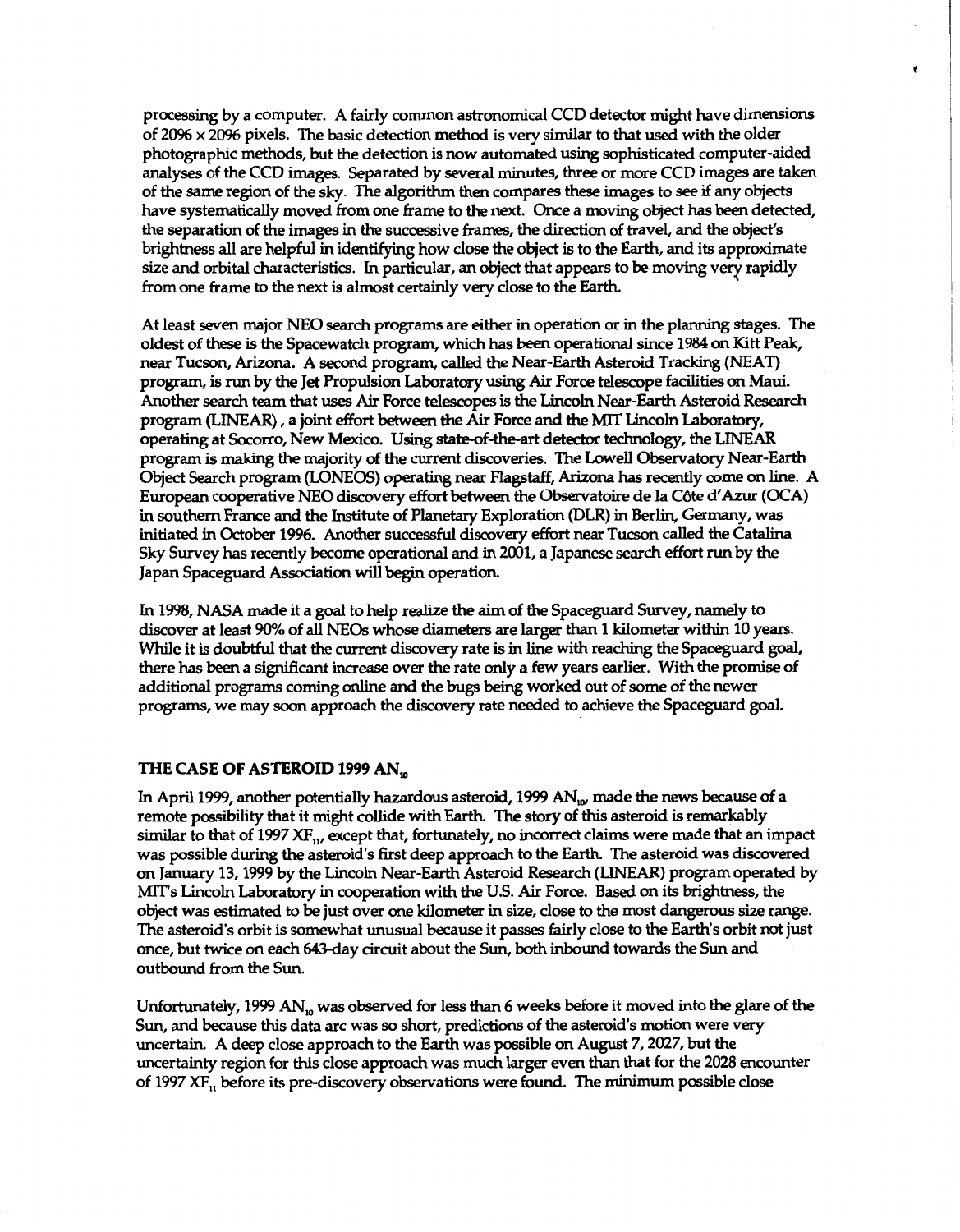processing by a computer. A fairly common astronomical CCD detector might have dimensions of 2096 x 2096 pixels. The basic detection method is very similar to that used with the older photographic methods, but the detection is now automated using sophisticated computer-aided analyses of the CCD images. Separated by several minutes, three or more CCD images are taken of the same region of the sky. The algorithm then compares these images to see if any objects have systematically moved from one frame to the next. Once a moving object has been detected, the separation of the images in the successive frames, the direction of travel, and the object's brightness all are helpful in identifying how close the object is to the Earth, and its approximate size and orbital characteristics. In particular, an object that appears to be moving very rapidly from one frame to the next is almost certainly very close to the Earth.

At least seven major NEO search programs are either in operation or in the planning stages. The oldest of these is the Spacewatch program, which has been operational since 1984 on Kitt Peak, near Tucson, Arizona. A second program, called the Near-Earth Asteroid Tracking (NEAT) program, is run by the Jet Propulsion Laboratory using Air Force telescope facilities on Maui. Another search team that uses Air Force telescopes is the Lincoln Near-Earth Asteroid Research program (LINEAR), a joint effort between the Air Force and the MIT Lincoln Laboratory, operating at Socorro, New Mexico. Using state-of-the-art detector technology, the LINEAR program is making the majority of the current discoveries. The Lowell Observatory Near-Earth Object Search program (LONEOS) operating near Flagstaff, Arizona has recently come on line. A European cooperative NEO discovery effort between the Observatoire de la Côte d'Azur (OCA) in southern France and the Institute of Planetary Exploration (DLR) in Berlin, Germany, was initiated in October 1996. Another successful discovery effort near Tucson called the Catalina Sky Survey has recently become operational and in 2001, a Japanese search effort run by the Japan Spaceguard Association will begin operation.

In 1998, NASA made it a goal to help realize the aim of the Spaceguard Survey, namely to discover at least 90% of all NEOs whose diameters are larger than 1 kilometer within 10 years. While it is doubtful that the current discovery rate is in line with reaching the Spaceguard goal, there has been a significant increase over the rate only a few years earlier. With the promise of additional programs coming online and the bugs being worked out of some of the newer programs, we may soon approach the discovery rate needed to achieve the Spaceguard goal.

### THE CASE OF ASTEROID 1999 $AN_{10}$

In April 1999, another potentially hazardous asteroid, 1999 $AN_{10}$, made the news because of a remote possibility that it might collide with Earth. The story of this asteroid is remarkably similar to that of 1997 $XF_{11}$, except that, fortunately, no incorrect claims were made that an impact was possible during the asteroid's first deep approach to the Earth. The asteroid was discovered on January 13, 1999 by the Lincoln Near-Earth Asteroid Research (LINEAR) program operated by MIT's Lincoln Laboratory in cooperation with the U.S. Air Force. Based on its brightness, the object was estimated to be just over one kilometer in size, close to the most dangerous size range. The asteroid's orbit is somewhat unusual because it passes fairly close to the Earth's orbit not just once, but twice on each 643-day circuit about the Sun, both inbound towards the Sun and outbound from the Sun.

Unfortunately, 1999 $AN_{10}$ was observed for less than 6 weeks before it moved into the glare of the Sun, and because this data arc was so short, predictions of the asteroid's motion were very uncertain. A deep close approach to the Earth was possible on August 7, 2027, but the uncertainty region for this close approach was much larger even than that for the 2028 encounter of 1997 $XF_{11}$ before its pre-discovery observations were found. The minimum possible close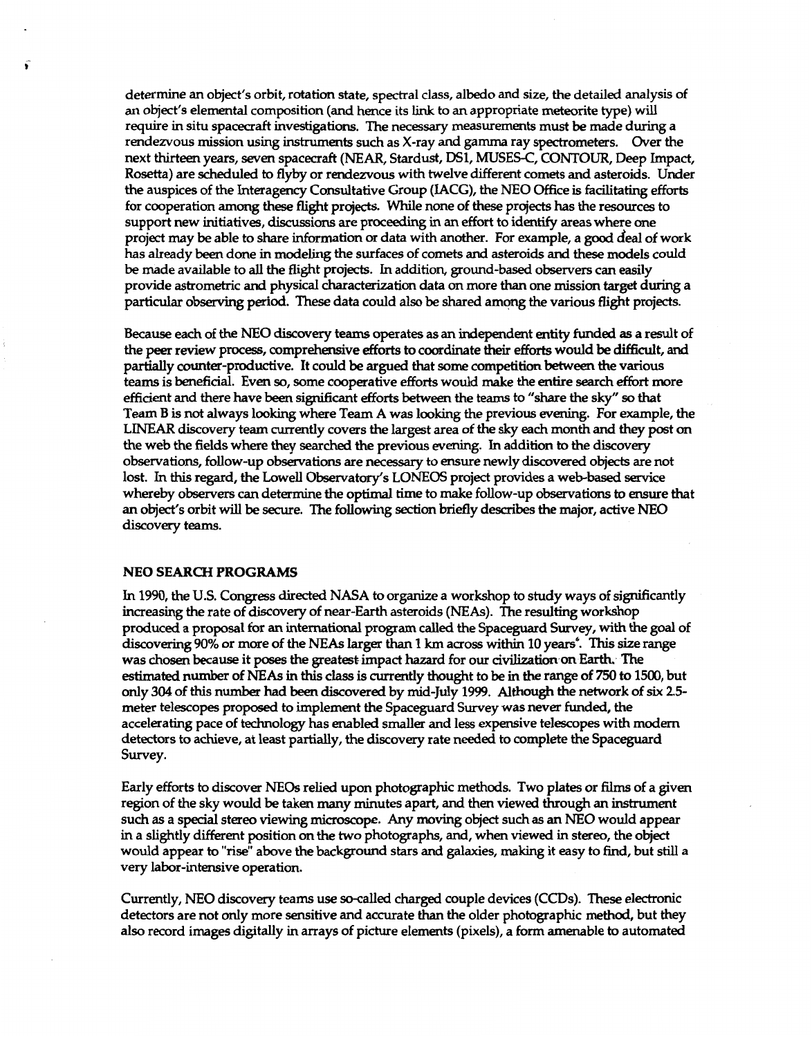determine an object's orbit, rotation state, spectral class, albedo and size, the detailed analysis of an object's elemental composition (and hence its link to an appropriate meteorite type) will require in situ spacecraft investigations. The necessary measurements must be made during a rendezvous mission using instruments such as X-ray and gamma ray spectrometers. Over the next thirteen years, seven spacecraft (NEAR, Stardust, DS1, MUSES-C, CONTOUR, Deep Impact, Rosetta) are scheduled to flyby or rendezvous with twelve different comets and asteroids. Under the auspices of the Interagency Consultative Group (IACG), the NEO Office is facilitating efforts for cooperation among these flight projects. While none of these projects has the resources to support new initiatives, discussions are proceeding in an effort to identify areas where one project may be able to share information or data with another. For example, a good deal of work has already been done in modeling the surfaces of comets and asteroids and these models could be made available to all the flight projects. In addition, ground-based observers can easily provide astrometric and physical characterization data on more than one mission target during a particular observing period. These data could also be shared among the various flight projects.

Because each of the NEO discovery teams operates as an independent entity funded as a result of the peer review process, comprehensive efforts to coordinate their efforts would be difficult, and partially counter-productive. It could be argued that some competition between the various teams is beneficial. Even so, some cooperative efforts would make the entire search effort more efficient and there have been significant efforts between the teams to "share the sky" so that Team B is not always looking where Team A was looking the previous evening. For example, the LINEAR discovery team currently covers the largest area of the sky each month and they post on the web the fields where they searched the previous evening. In addition to the discovery observations, follow-up observations are necessary to ensure newly discovered objects are not lost. In this regard, the Lowell Observatory's LONEOS project provides a web-based service whereby observers can determine the optimal time to make follow-up observations to ensure that an object's orbit will be secure. The following section briefly describes the major, active NEO discovery teams.

## NEO SEARCH PROGRAMS

In 1990, the U.S. Congress directed NASA to organize a workshop to study ways of significantly increasing the rate of discovery of near-Earth asteroids (NEAs). The resulting workshop produced a proposal for an international program called the Spaceguard Survey, with the goal of discovering 90% or more of the NEAs larger than 1 km across within 10 years[6]. This size range was chosen because it poses the greatest impact hazard for our civilization on Earth. The estimated number of NEAs in this class is currently thought to be in the range of 750 to 1500, but only 304 of this number had been discovered by mid-July 1999. Although the network of six 2.5-meter telescopes proposed to implement the Spaceguard Survey was never funded, the accelerating pace of technology has enabled smaller and less expensive telescopes with modern detectors to achieve, at least partially, the discovery rate needed to complete the Spaceguard Survey.

Early efforts to discover NEOs relied upon photographic methods. Two plates or films of a given region of the sky would be taken many minutes apart, and then viewed through an instrument such as a special stereo viewing microscope. Any moving object such as an NEO would appear in a slightly different position on the two photographs, and, when viewed in stereo, the object would appear to "rise" above the background stars and galaxies, making it easy to find, but still a very labor-intensive operation.

Currently, NEO discovery teams use so-called charged couple devices (CCDs). These electronic detectors are not only more sensitive and accurate than the older photographic method, but they also record images digitally in arrays of picture elements (pixels), a form amenable to automated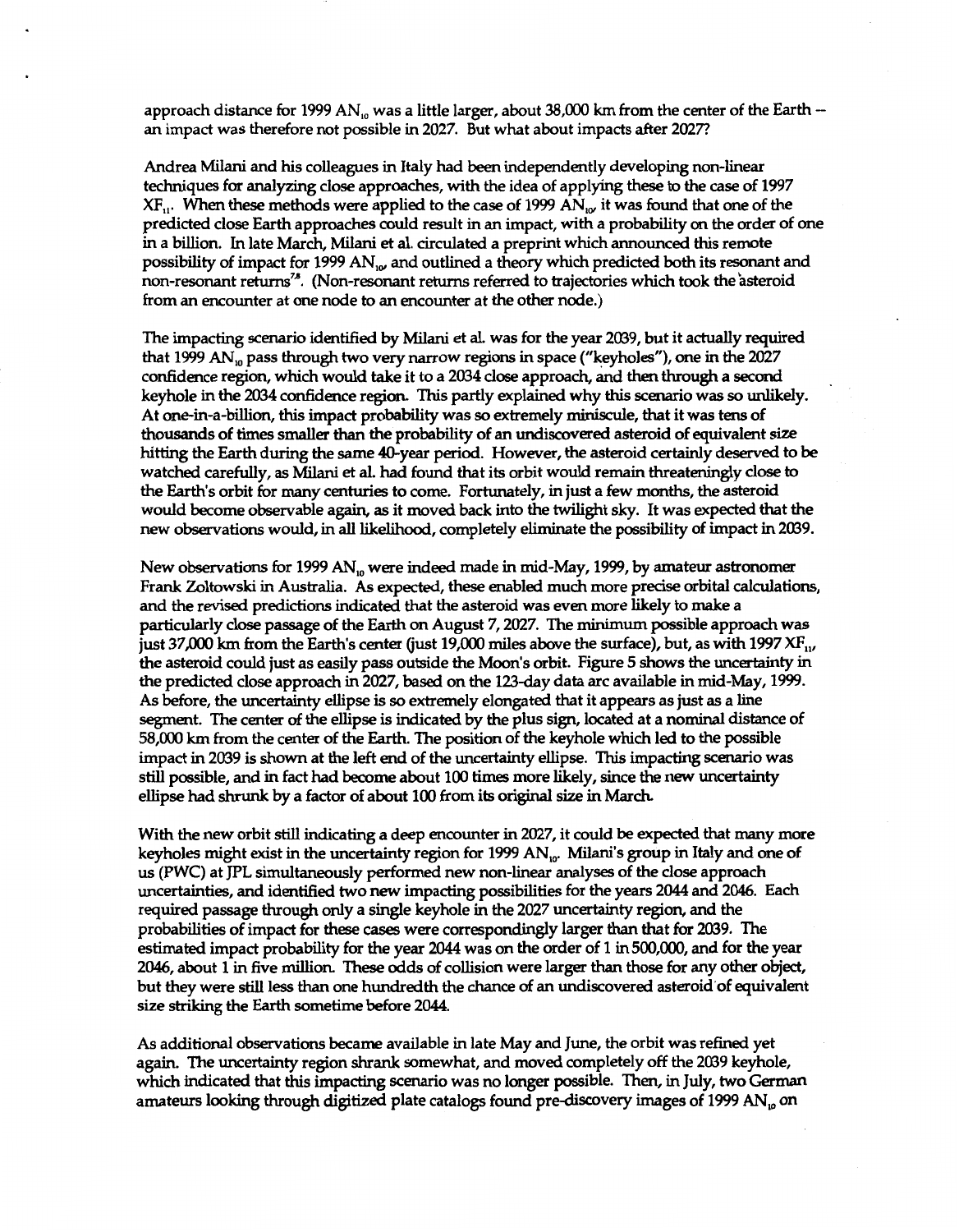approach distance for 1999 $AN_{10}$ was a little larger, about 38,000 km from the center of the Earth -- an impact was therefore not possible in 2027. But what about impacts after 2027?

Andrea Milani and his colleagues in Italy had been independently developing non-linear techniques for analyzing close approaches, with the idea of applying these to the case of 1997 $XF_{11}$. When these methods were applied to the case of 1999 $AN_{10}$, it was found that one of the predicted close Earth approaches could result in an impact, with a probability on the order of one in a billion. In late March, Milani et al. circulated a preprint which announced this remote possibility of impact for 1999 $AN_{10}$, and outlined a theory which predicted both its resonant and non-resonant returns[7,8]. (Non-resonant returns referred to trajectories which took the asteroid from an encounter at one node to an encounter at the other node.)

The impacting scenario identified by Milani et al. was for the year 2039, but it actually required that 1999 $AN_{10}$ pass through two very narrow regions in space ("keyholes"), one in the 2027 confidence region, which would take it to a 2034 close approach, and then through a second keyhole in the 2034 confidence region. This partly explained why this scenario was so unlikely. At one-in-a-billion, this impact probability was so extremely miniscule, that it was tens of thousands of times smaller than the probability of an undiscovered asteroid of equivalent size hitting the Earth during the same 40-year period. However, the asteroid certainly deserved to be watched carefully, as Milani et al. had found that its orbit would remain threateningly close to the Earth's orbit for many centuries to come. Fortunately, in just a few months, the asteroid would become observable again, as it moved back into the twilight sky. It was expected that the new observations would, in all likelihood, completely eliminate the possibility of impact in 2039.

New observations for 1999 $AN_{10}$ were indeed made in mid-May, 1999, by amateur astronomer Frank Zoltowski in Australia. As expected, these enabled much more precise orbital calculations, and the revised predictions indicated that the asteroid was even more likely to make a particularly close passage of the Earth on August 7, 2027. The minimum possible approach was just 37,000 km from the Earth's center (just 19,000 miles above the surface), but, as with 1997 $XF_{11}$, the asteroid could just as easily pass outside the Moon's orbit. Figure 5 shows the uncertainty in the predicted close approach in 2027, based on the 123-day data arc available in mid-May, 1999. As before, the uncertainty ellipse is so extremely elongated that it appears as just as a line segment. The center of the ellipse is indicated by the plus sign, located at a nominal distance of 58,000 km from the center of the Earth. The position of the keyhole which led to the possible impact in 2039 is shown at the left end of the uncertainty ellipse. This impacting scenario was still possible, and in fact had become about 100 times more likely, since the new uncertainty ellipse had shrunk by a factor of about 100 from its original size in March.

With the new orbit still indicating a deep encounter in 2027, it could be expected that many more keyholes might exist in the uncertainty region for 1999 $AN_{10}$. Milani's group in Italy and one of us (PWC) at JPL simultaneously performed new non-linear analyses of the close approach uncertainties, and identified two new impacting possibilities for the years 2044 and 2046. Each required passage through only a single keyhole in the 2027 uncertainty region, and the probabilities of impact for these cases were correspondingly larger than that for 2039. The estimated impact probability for the year 2044 was on the order of 1 in 500,000, and for the year 2046, about 1 in five million. These odds of collision were larger than those for any other object, but they were still less than one hundredth the chance of an undiscovered asteroid of equivalent size striking the Earth sometime before 2044.

As additional observations became available in late May and June, the orbit was refined yet again. The uncertainty region shrank somewhat, and moved completely off the 2039 keyhole, which indicated that this impacting scenario was no longer possible. Then, in July, two German amateurs looking through digitized plate catalogs found pre-discovery images of 1999 $AN_{10}$ on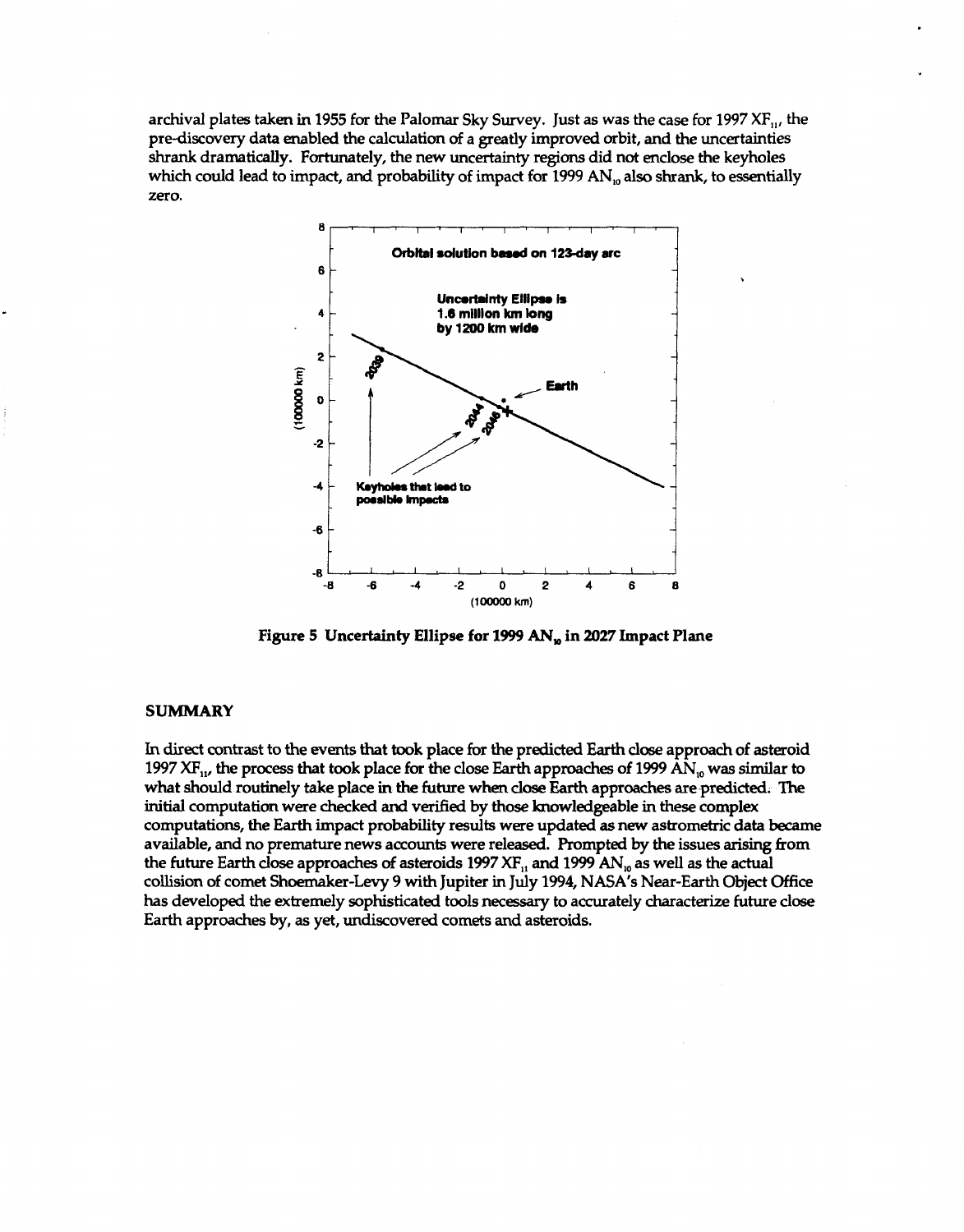archival plates taken in 1955 for the Palomar Sky Survey. Just as was the case for 1997 $XF_{11}$, the pre-discovery data enabled the calculation of a greatly improved orbit, and the uncertainties shrank dramatically. Fortunately, the new uncertainty regions did not enclose the keyholes which could lead to impact, and probability of impact for 1999 $AN_{10}$ also shrank, to essentially zero.

**Figure 5 Uncertainty Ellipse for 1999 $AN_{10}$ in 2027 Impact Plane**

## SUMMARY

In direct contrast to the events that took place for the predicted Earth close approach of asteroid 1997 $XF_{11}$, the process that took place for the close Earth approaches of 1999 $AN_{10}$ was similar to what should routinely take place in the future when close Earth approaches are predicted. The initial computation were checked and verified by those knowledgeable in these complex computations, the Earth impact probability results were updated as new astrometric data became available, and no premature news accounts were released. Prompted by the issues arising from the future Earth close approaches of asteroids 1997 $XF_{11}$ and 1999 $AN_{10}$ as well as the actual collision of comet Shoemaker-Levy 9 with Jupiter in July 1994, NASA's Near-Earth Object Office has developed the extremely sophisticated tools necessary to accurately characterize future close Earth approaches by, as yet, undiscovered comets and asteroids.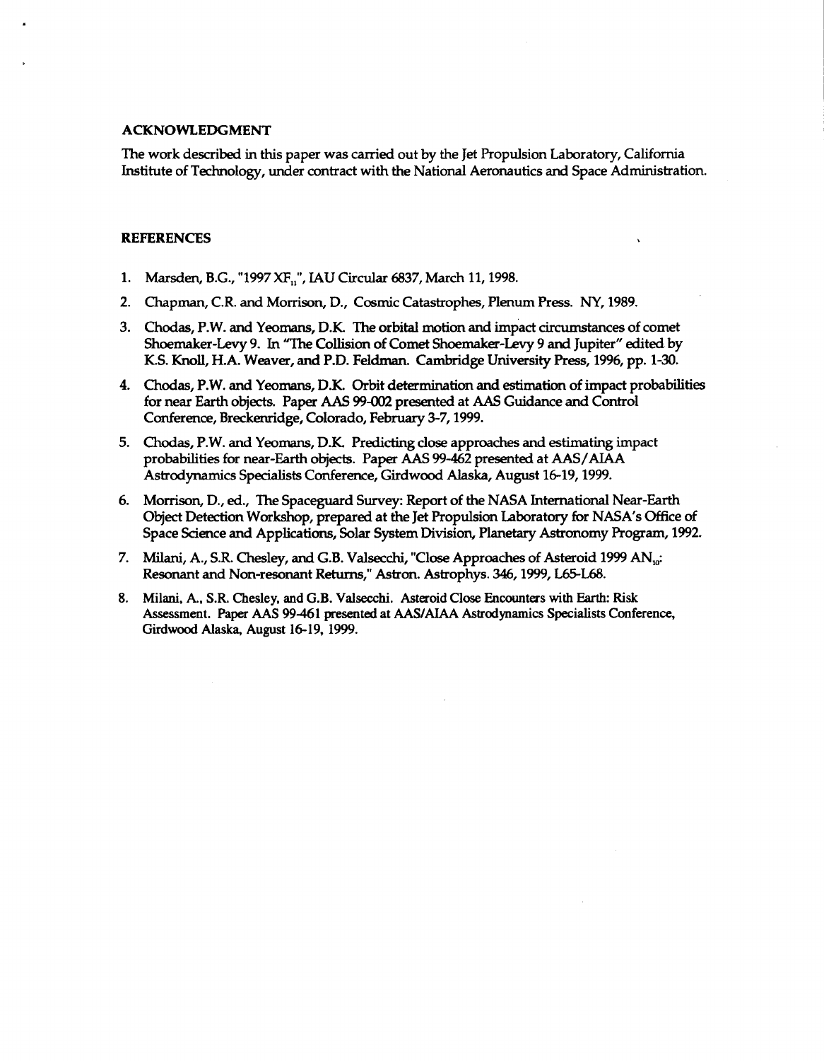## ACKNOWLEDGMENT

The work described in this paper was carried out by the Jet Propulsion Laboratory, California Institute of Technology, under contract with the National Aeronautics and Space Administration.

## REFERENCES

1. Marsden, B.G., "1997 $XF_{11}$", IAU Circular 6837, March 11, 1998.
2. Chapman, C.R. and Morrison, D., Cosmic Catastrophes, Plenum Press. NY, 1989.
3. Chodas, P.W. and Yeomans, D.K. The orbital motion and impact circumstances of comet Shoemaker-Levy 9. In "The Collision of Comet Shoemaker-Levy 9 and Jupiter" edited by K.S. Knoll, H.A. Weaver, and P.D. Feldman. Cambridge University Press, 1996, pp. 1-30.
4. Chodas, P.W. and Yeomans, D.K. Orbit determination and estimation of impact probabilities for near Earth objects. Paper AAS 99-002 presented at AAS Guidance and Control Conference, Breckenridge, Colorado, February 3-7, 1999.
5. Chodas, P.W. and Yeomans, D.K. Predicting close approaches and estimating impact probabilities for near-Earth objects. Paper AAS 99-462 presented at AAS/AIAA Astrodynamics Specialists Conference, Girdwood Alaska, August 16-19, 1999.
6. Morrison, D., ed., The Spaceguard Survey: Report of the NASA International Near-Earth Object Detection Workshop, prepared at the Jet Propulsion Laboratory for NASA's Office of Space Science and Applications, Solar System Division, Planetary Astronomy Program, 1992.
7. Milani, A., S.R. Chesley, and G.B. Valsecchi, "Close Approaches of Asteroid 1999 $AN_{10}$: Resonant and Non-resonant Returns," Astron. Astrophys. 346, 1999, L65-L68.
8. Milani, A., S.R. Chesley, and G.B. Valsecchi. Asteroid Close Encounters with Earth: Risk Assessment. Paper AAS 99-461 presented at AAS/AIAA Astrodynamics Specialists Conference, Girdwood Alaska, August 16-19, 1999.